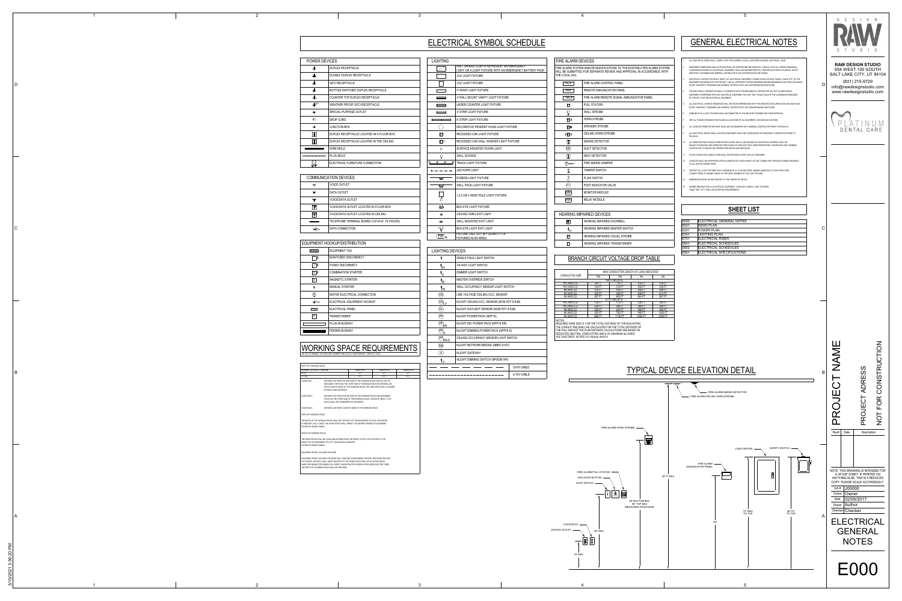# ELECTRICAL SYMBOL SCHEDULE

## POWER DEVICES

| Symbol | Description |
|---|---|
| | DUPLEX RECEPTACLE |
| | DOUBLE DUPLEX RECEPTACLE |
| | GFCI RECEPTACLE |
| | BOTTOM SWITCHED DUPLEX RECEPTACLE |
| | COUNTER TOP DUPLEX RECEPTACLE |
| | WEATHER PROOF GFCI RECEPTACLE |
| | SPECIAL PURPOSE OUTLET |
| | DROP CORD |
| | JUNCTION BOX |
| | DUPLEX RECEPTACLE LOCATED IN A FLOOR BOX |
| | DUPLEX RECEPTACLE LOCATED IN THE CEILING |
| | WIRE MOLD |
| | PLUG MOLD |
| | ELECTRICAL FURNITURE CONNECTION |

## COMMUNICATION DEVICES

| Symbol | Description |
|---|---|
| | VOICE OUTLET |
| | DATA OUTLET |
| | VOICE/DATA OUTLET |
| | VOICE/DATA OUTLET LOCATED IN FLOOR BOX |
| | VOICE/DATA OUTLET LOCATED IN CEILING |
| | TELEPHONE TERMINAL BOARD (1/2"x4'x4', PLYWOOD) |
| | DATA CONNECTION |

## EQUIPMENT HOOKUP/DISTRIBUTION

| Symbol | Description |
|---|---|
| | EQUIPMENT TAG |
| | NON-FUSED DISCONNECT |
| | FUSED DISCONNECT |
| | COMBINATION STARTER |
| | MAGNETIC STARTER |
| | MANUAL STARTER |
| | MOTOR ELECTRICAL CONNECTION |
| | ELECTRICAL EQUIPMENT HOOKUP |
| | ELECTRICAL PANEL |
| | TRANSFORMER |
| | PLUG-IN BUSWAY |
| | FEEDER BUSWAY |

## LIGHTING

| Symbol | Description |
|---|---|
| | HALF SHADED LIGHTS REPRESENT AN EMERGENCY LIGHT OR A LIGHT FIXTURE WITH AN EMERGENCY BATTERY PACK |
| | 2'x4' LIGHT FIXTURE |
| | 2'x2' LIGHT FIXTURE |
| | 4' WRAP LIGHT FIXTURE |
| | 4' WALL MOUNT VANITY LIGHT FIXTURE |
| | UNDER COUNTER LIGHT FIXTURE |
| | 4' STRIP LIGHT FIXTURE |
| | 8' STRIP LIGHT FIXTURE |
| | DECORATIVE PENDENT HUNG LIGHT FIXTURE |
| | RECESSED CAN LIGHT FIXTURE |
| | RECESSED CAN WALL WASHER LIGHT FIXTURE |
| | SURFACE MOUNTED DOWN LIGHT |
| | WALL SCONCE |
| | TRACK LIGHT FIXTURE |
| | LED ROPE LIGHT |
| | EGRESS LIGHT FIXTURE |
| | WALL PACK LIGHT FIXTURE |
| | 1,2,3 OR 4 HEAD POLE LIGHT FIXTURE |
| | BUG EYE LIGHT FIXTURE |
| | CEILING HUNG EXIT LIGHT |
| | WALL MOUNTED EXIT LIGHT |
| | BUG EYE LIGHT EXIT LIGHT |
| | FIXTURE CALL OUT (# = QUANTITY OF FIXTURES IN AN AREA) |

## LIGHTING DEVICES

| Symbol | Description |
|---|---|
| | SINGLE POLE LIGHT SWITCH |
| | 3/4-WAY LIGHT SWITCH |
| | DIMMER LIGHT SWITCH |
| | MASTER OVERRIDE SWITCH |
| | WALL OCCUPANCY SENSOR LIGHT SWITCH |
| | LINE VOLTAGE CEILING OCC. SENSOR |
| | NLIGHT CEILING OCC. SENSOR (NCM PDT 9 RJB) |
| | NLIGHT DAYLIGHT SENSOR (NCM PDT 9 RJB) |
| | NLIGHT POWER PACK (NPP16) |
| | NLIGHT EM. POWER PACK (NPP16 ER) |
| | NLIGHT DIMMING POWER PACK (NPP16 D) |
| | CEILING OCCUPANCY SENSOR LIGHT SWITCH |
| | NLIGHT NETWORK BRIDGE (NBRG 8 KIT) |
| | NLIGHT GATEWAY |
| | NLIGHT DIMMING SWITCH (NPODM WH) |
| | CAT6 CABLE |
| | 0-10V CABLE |

## FIRE ALARM DEVICES

FIRE ALARM SYSTEM AND/OR MODIFICATIONS TO THE EXISTING FIRE ALARM SYSTEM WILL BE SUBMITTED FOR SEPARATE REVIEW AND APPROVAL IN ACCORDANCE WITH THE LOCAL AHJ.

| Symbol | Description |
|---|---|
| FACP | FIRE ALARM CONTROL PANEL |
| ANN | REMOTE ANNUNCIATOR PANEL |
| SALB | FIRE ALARM REMOTE SIGNAL ANNUNCIATOR PANEL |
| | PULL STATION |
| | WALL STROBE |
| | HORN STROBE |
| | SPEAKER STROBE |
| | CEILING HORN STROBE |
| | SMOKE DETECTOR |
| | DUCT DETECTOR |
| | HEAT DETECTOR |
| | FIRE SMOKE DAMPER |
| | TAMPER SWITCH |
| | FLOW SWITCH |
| | POST INDICATOR VALVE |
| | MONITOR MODULE |
| | RELAY MODULE |

## HEARING IMPAIRED DEVICES

| Symbol | Description |
|---|---|
| | HEARING IMPAIRED DOORBELL |
| | HEARING IMPAIRED MASTER SWITCH |
| | HEARING IMPAIRED VISUAL STROBE |
| | HEARING IMPAIRED TRANSFORMER |

## BRANCH CIRCUIT VOLTAGE DROP TABLE

| CONDUCTOR SIZE | MAX CONDUCTOR LENGTH AT LOAD INDICATED | | | |
|---|---|---|---|---|
| | 15A | 12A | 8A | 6A |
| | 120V CIRCUITS | | | |
| #12 AWG CU | 68 FT | 75 FT | 105 FT | 155 FT |
| #10 AWG CU | 100 FT | 125 FT | 166 FT | 249 FT |
| #8 AWG CU | 157 FT | 194 FT | 259 FT | 389 FT |
| #6 AWG CU | 245 FT | 308 FT | 408 FT | 612 FT |
| #4 AWG CU | 387 FT | 483 FT | 644 FT | 967 FT |
| | 277V CIRCUITS | | | |
| #12 AWG CU | 138 FT | 173 FT | 230 FT | 346 FT |
| #10 AWG CU | 230 FT | 288 FT | 384 FT | 576 FT |
| #8 AWG CU | 359 FT | 449 FT | 599 FT | 900 FT |
| #6 AWG CU | 565 FT | 706 FT | 940 FT | 1420 FT |
| #4 AWG CU | 895 FT | 1118 FT | 1490 FT | 2235 FT |

NOTES:
REQUIRED WIRE SIZE IS FOR THE TOTAL DISTANCE OF THE RUN WITHIN THE CONDUIT AND SHALL BE CALCULATED FOR THE TOTAL DISTANCE OF THE PULL AND NOT THE PLAN DISTANCE CALCULATIONS ARE BASED ON DEDICATED NEUTRAL CONDUCTORS AND A 3% MAXIMUM ALLOWED VOLTAGE DROP, AS PER 210.19(A)(4) INFO-4

# WORKING SPACE REQUIREMENTS

600 VOLTS, NOMINAL, OR LESS (SEE CURRENT AND LOCALLY ADOPTED NEC - ARTICLE 110.26)

DEPTH OF WORKING SPACE

| NOMINAL VOLTAGE TO GROUND | CONDITION 1 | CONDITION 2 | CONDITION 3 |
|---|---|---|---|
| 0-150 | 3FT | 3FT | 3FT |
| 151-600 | 3FT | 3.5FT | 4FT |

CONDITION 1: EXPOSED LIVE PARTS ON ONE SIDE OF THE WORKING SPACE AND NO LIVE OR GROUNDED PARTS ON THE OTHER SIDE OF WORKING SPACE OR EXPOSED LIVE PARTS ON BOTH SIDES OF THE WORKING SPACE THAT ARE EFFECTIVELY GUARDED BY INSULATING MATERIALS.

CONDITION 2: EXPOSED LIVE PARTS ON ONE SIDE OF THE WORKING SPACE AND GROUNDED PARTS ON THE OTHER SIDE OF THE WORKING SPACE. CONCRETE, BRICK, OR TILE WALLS SHALL BE CONSIDERED AS GROUNDED.

CONDITION 3: EXPOSED LIVE PARTS ON BOTH SIDES OF THE WORKING SPACE.

WIDTH OF WORKING SPACE

THE WIDTH OF THE WORKING SPACE SHALL BE THE WIDTH OF THE EQUIPMENT OR 30 IN, WHICHEVER IS GREATER. IN ALL CASES, THE WORK SPACE SHALL PERMIT A 90 DEGREE OPENING OF EQUIPMENT DOORS OR HINGED PANELS.

HEIGHT OF WORKING SPACE

THE WORK SPACE SHALL BE CLEAR AND EXTEND FROM THE GRADE, FLOOR, OR PLATFORM TO THE HEIGHT OF THE EQUIPMENT OR 6 1/2FT WHICHEVER IS GREATER.

EQUIPMENT RATED 1200 AMPS OR MORE

EQUIPMENT RATED 1200 AMPS OR MORE THAT CONTAINS OVERCURRENT DEVICES, SWITCHING DEVICES, OR CONTROL DEVICES, SHALL HAVE THE DEPTH OF THE WORK SPACE SHALL BE AS NOTED ABOVE WHEN THE WAY OUT FOR EGRESS OR A DIRECT UNOBSTRUCTED EGRESS IS PROVIDED ELSE TWO TIMES THE DEPTH OF WORKING SPACE SHALL BE PROVIDED.

# GENERAL ELECTRICAL NOTES

1. ALL ELECTRICAL WORK SHALL COMPLY WITH THE CURRENT LOCALLY ADOPTED NATIONAL ELECTRICAL CODE.
2. EQUIPMENT DIMENSIONS AND LOCATIONS SHALL BE VERIFIED BEFORE ROUGH-IN. CONSULT WITH ALL TRADES DRAWINGS. CLEARANCES AROUND ALL ELECTRICAL EQUIPMENT SHALL BE MAINTAINED PER N.E.C. BEFORE ELECTRICAL ROUGH-IN. NOTIFY ARCHITECT, ENGINEER AND GENERAL CONTRACTOR IF ANY DISCREPANCIES ARE FOUND.
3. ELECTRICAL CONTRACTOR SHALL VERIFY ALL ELECTRICAL EQUIPMENT CONNECTIONS VOLTAGE, PHASE, LOADS, ETC. OF THE EQUIPMENT REQUIRED FOR THE PROJECT. USE ALL APPROVED TRADES DRAWINGS BEFORE BEGINNING ELECTRICAL ROUGH-IN. NOTIFY ARCHITECT, ENGINEER AND GENERAL CONTRACTOR IF ANY DISCREPANCIES ARE FOUND.
4. THE ELECTRICAL CONTRACTOR SHALL COORDINATE WITH THE MECHANICAL CONTRACTOR SO THAT NO MECHANICAL EQUIPMENT INTERFERES WITH ANY ELECTRICAL EQUIPMENT IN A WAY THAT WOULD VIOLATE THE CLEARANCES REQUIRED BY THE N.E.C FOR ELECTRICAL EQUIPMENT.
5. ALL ELECTRICAL LIGHTING DRAWINGS SHALL BE CROSS REFERENCED WITH THE ARCHITECTURAL REFLECTED CEILING PLANS. NOTIFY ARCHITECT, ENGINEER AND GENERAL CONTRACTOR IF ANY DISCREPANCIES ARE FOUND.
6. FINISHES OF ALL LIGHT FIXTURES SHALL BE SUBMITTED TO THE ARCHITECT/OWNER FOR THEIR APPROVAL.
7. SEE ALL TRADES DRAWINGS FOR ROUGH-IN LOCATIONS OF ALL EQUIPMENT, DEVICES AND LIGHTING.
8. ALL CONDUITS PENETRATING ROOF SHALL BE COORDINATED WITH GENERAL CONTRACTOR PRIOR TO ROUGH IN.
9. ALL ELECTRICAL BEAMS WALL LOCATIONS/MASONRY SHALL BE COORDINATED WITH MASONRY CONTRACTOR PRIOR TO ROUGH IN.
10. ALL PENETRATIONS THROUGH FIRE RATED FLOORS, WALLS AND CEILINGS BY ELECTRICAL MATERIAL SHALL BE SEALED TO MAINTAIN THE APPROVED FIRE RATING OF SURFACES THAT WERE PENETRATED. COORDINATE WITH GENERAL CONTRACTOR TO ASSURE THE PROPER FIRE RATINGS ARE INSTALLED.
11. COLOR CODING FOR CONDUCTORS SHALL BE PROVIDED AS PER THE N.E.C REQUIRES.
12. CONDUITS SHALL BE SUPPORTED WITH IN 3 FEET OF 8' AND WITHIN 3' OF ANY CONNECTION. PROVIDE FLEXIBLE RACEWAY TO ALL MOTOR CONNECTIONS.
13. SUPPORT ALL 2'x4' FIXTURES WITH A MINIMUM OF (2) 12 GAUGE STEEL SEISMIC WIRES RUN TO THE STRUCTURE. CONNECT ENDS OF SEISMIC WIRES TO OPPOSITE CORNERS OF THE LIGHT FIXTURE.
14. DIMENSIONS NOTED ON DEVICES ARE TO THE CENTER OF DEVICE.
15. SEISMIC BRACING FOR ALL ELECTRICAL EQUIPMENT, CONDUITS, CABLES, LIGHT FIXTURES, CABLE TRAY, ETC. SHALL BE AS PER IBC REQUIREMENTS.

# SHEET LIST

| | |
|---|---|
| E000 | ELECTRICAL GENERAL NOTES |
| ED01 | DEMO PLAN |
| E201 | POWER PLAN |
| E301 | LIGHTING PLAN |
| E701 | ELECTRICAL RISER |
| E801 | ELECTRICAL SCHEDULES |
| E802 | ELECTRICAL SCHEDULES |
| E901 | ELECTRICAL SPECIFICATIONS |

# TYPICAL DEVICE ELEVATION DETAIL

FIRE ALARM SMOKE DETECTOR
FIRE ALARM CEILING HORN STROBE
FIRE ALARM HORN STROBE
FIRE ALARM PULL STATION
ADA DOOR BUTTON
LIGHT SWITCH
VOICE/DATA
DUPLEX OUTLET
18" MIN.
48" MAX
80" BOTTOM MIN. 96" TOP MAX MEASURED FROM LENS
96"-0" MAX
FIRE ALARM ANNUNCIATOR PANEL
LOAD CENTER
SAFETY SWITCH
72" MAX TO TOP
66"
48"-72" TO TOP

DESIGN RAW STUDIO

**RAW DESIGN STUDIO**
654 WEST 100 SOUTH
SALT LAKE CITY, UT 84104
(801) 215-9729
info@rawdesignstudio.com
www.rawdesignstudio.com

PLATINUM DENTAL CARE

PROJECT NAME
PROJECT ADRESS
NOT FOR CONSTRUCTION

| Rev# | Date | Description |
|---|---|---|

NOTE: THIS DRAWING IS INTENDED FOR A 24"X36" SHEET. IF PRINTED ON ANYTHING ELSE, THIS IS A REDUCED COPY. PLEASE SCALE ACCORDINGLY.

| | |
|---|---|
| Job # | J00000 |
| Owner | Owner |
| Date | 02/09/2017 |
| Drawn | Author |
| Checked | Checker |

ELECTRICAL GENERAL NOTES

E000

3/15/2021 3:36:20 PM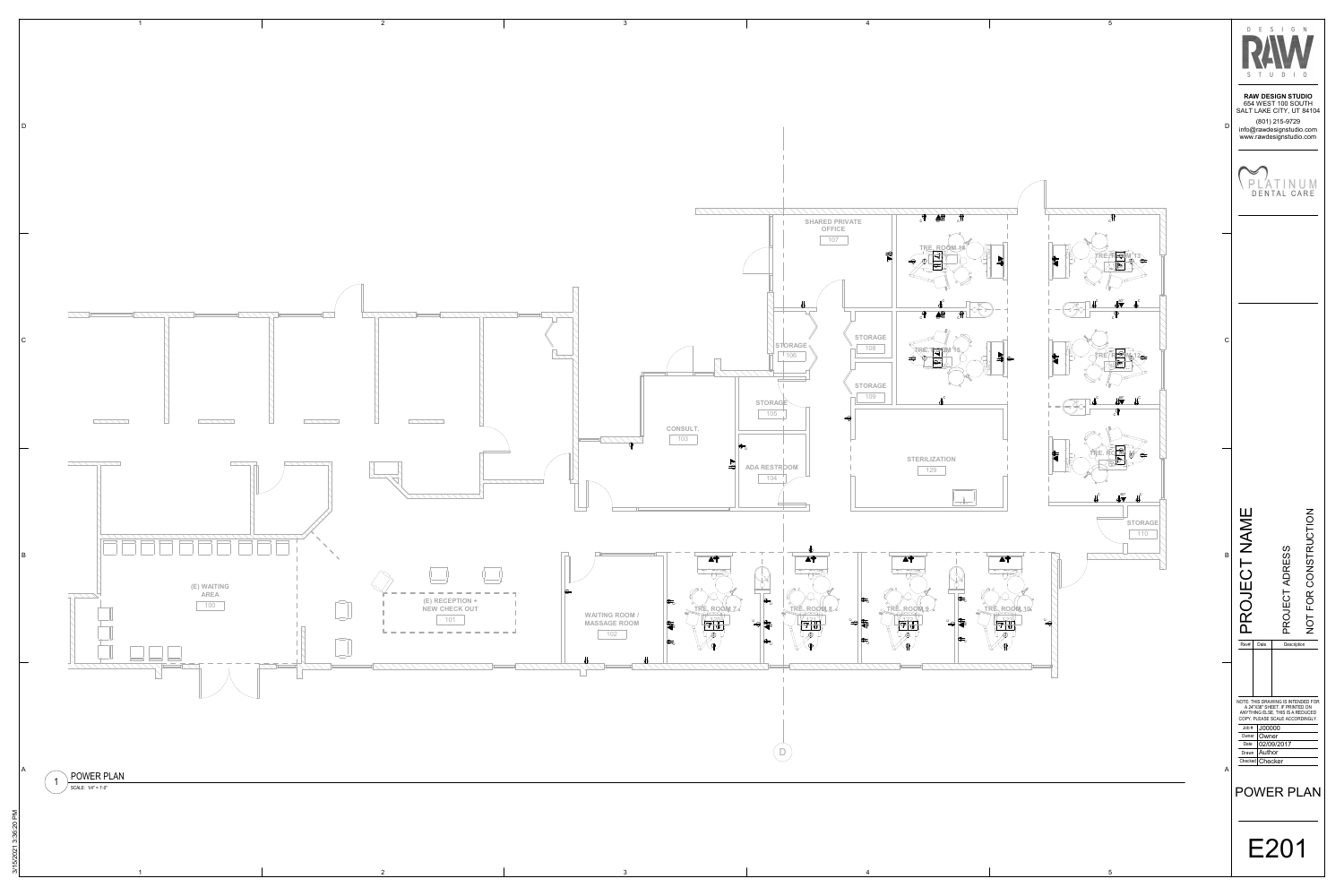# RAW DESIGN STUDIO

654 WEST 100 SOUTH
SALT LAKE CITY, UT 84104
(801) 215-9729
info@rawdesignstudio.com
www.rawdesignstudio.com

PLATINUM DENTAL CARE

## PROJECT NAME

PROJECT ADRESS

NOT FOR CONSTRUCTION

| Rev# | Date | Description |
|---|---|---|
| | | |

NOTE: THIS DRAWING IS INTENDED FOR A 24"X36" SHEET. IF PRINTED ON ANYTHING ELSE, THIS IS A REDUCED COPY. PLEASE SCALE ACCORDINGLY.

| | |
|---|---|
| Job # | J00000 |
| Owner | Owner |
| Date | 02/09/2017 |
| Drawn | Author |
| Checked | Checker |

## POWER PLAN

# E201

1 POWER PLAN
SCALE: 1/4" = 1'-0"

SHARED PRIVATE OFFICE 107

TRE. ROOM 14

TRE. ROOM 13

STORAGE 106

STORAGE 108

TRE. ROOM 15

STORAGE 109

STORAGE 105

CONSULT. 103

ADA RESTROOM 104

STERILIZATION 129

STORAGE 110

(E) WAITING AREA 100

(E) RECEPTION + NEW CHECK OUT 101

WAITING ROOM / MASSAGE ROOM 102

TRE. ROOM 7

TRE. ROOM 8

TRE. ROOM 9

TRE. ROOM 10

3/15/2021 3:36:20 PM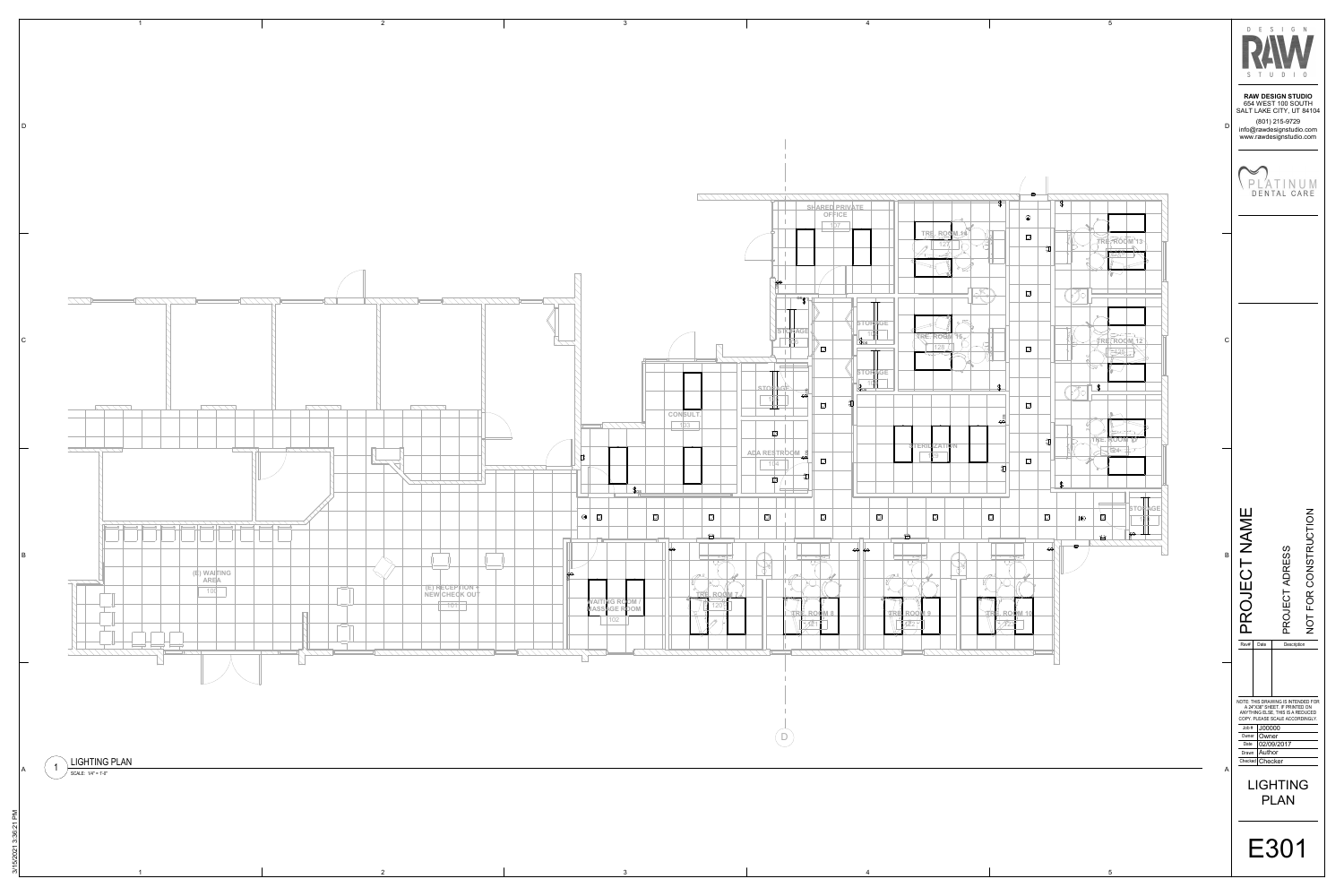RAW DESIGN STUDIO
654 WEST 100 SOUTH
SALT LAKE CITY, UT 84104
(801) 215-9729
info@rawdesignstudio.com
www.rawdesignstudio.com

PLATINUM DENTAL CARE

SHARED PRIVATE OFFICE 107

TRE. ROOM 14 127

TRE. ROOM 13

STORAGE

STORAGE

TRE. ROOM 15 129

TRE. ROOM 12

STORAGE

STORAGE

CONSULT. 103

ADA RESTROOM 104

STERILIZATION

TRE. ROOM 11

STORAGE

(E) WAITING AREA 100

(E) RECEPTION + NEW CHECK OUT 101

WAITING ROOM / MASSAGE ROOM 102

TRE. ROOM 7 120

TRE. ROOM 8

TRE. ROOM 9

TRE. ROOM 10

LIGHTING PLAN
SCALE: 1/4" = 1'-0"

PROJECT NAME

PROJECT ADRESS

NOT FOR CONSTRUCTION

| Rev# | Date | Description |
| --- | --- | --- |
| | | |

NOTE: THIS DRAWING IS INTENDED FOR A 24"X36" SHEET. IF PRINTED ON ANYTHING ELSE, THIS IS A REDUCED COPY. PLEASE SCALE ACCORDINGLY.

| | |
| --- | --- |
| Job # | J00000 |
| Owner | Owner |
| Date | 02/09/2017 |
| Drawn | Author |
| Checked | Checker |

LIGHTING PLAN

E301

3/15/2021 3:36:21 PM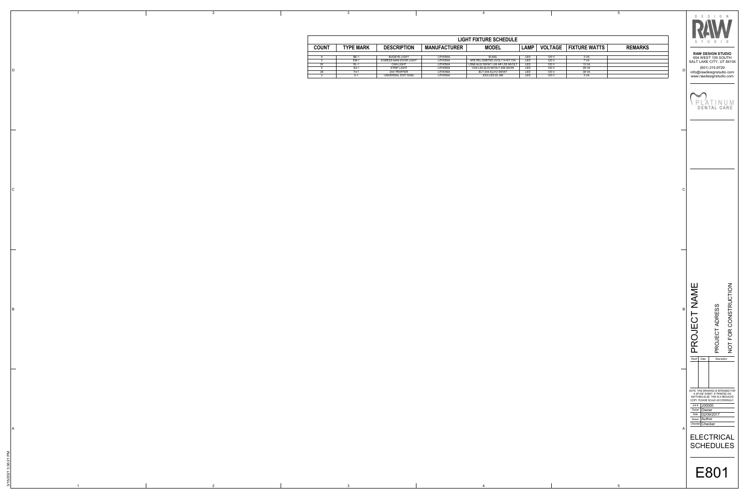## LIGHT FIXTURE SCHEDULE

| COUNT | TYPE MARK | DESCRIPTION | MANUFACTURER | MODEL | LAMP | VOLTAGE | FIXTURE WATTS | REMARKS |
|---|---|---|---|---|---|---|---|---|
| 9 | BE-1 | BUGEYE LIGHT | LITHONIA | ELM2L | LED | 120 V | 3 VA | |
| 2 | EM-1 | EGRESS MAN DOOR LIGHT | LITHONIA | AFB PEL DDBTXD UVOLT N WT CW | LED | 120 V | 7 VA | |
| 20 | RL-1 | CAN LIGHT | LITHONIA | LDN6 AL02 SWW1 L06 AR LSS MVOLT | LED | 120 V | 12 VA | |
| 5 | S4-1 | STRIP LIGHT | LITHONIA | CSS L48 AL03 MVOLT 40K 80CRI | LED | 120 V | 28 VA | |
| 28 | T4-1 | 2X4 TROFFER | LITHONIA | BLT 2X4 AL012 SWW7 | LED | 120 V | 38 VA | |
| 3 | X-1 | UNIVERSAL EXIT SIGN | LITHONIA | EXG LED EL M6 | LED | 120 V | 3 VA | |

**RAW DESIGN STUDIO**
654 WEST 100 SOUTH
SALT LAKE CITY, UT 84104
(801) 215-9729
info@rawdesignstudio.com
www.rawdesignstudio.com

PLATINUM DENTAL CARE

PROJECT NAME
PROJECT ADRESS
NOT FOR CONSTRUCTION

| Rev# | Date | Description |
|---|---|---|
| | | |

NOTE: THIS DRAWING IS INTENDED FOR A 24"X36" SHEET. IF PRINTED ON ANYTHING ELSE, THIS IS A REDUCED COPY. PLEASE SCALE ACCORDINGLY.

| | |
|---|---|
| Job # | J00000 |
| Owner | Owner |
| Date | 02/09/2017 |
| Drawn | Author |
| Checked | Checker |

ELECTRICAL SCHEDULES

E801

3/15/2021 3:36:21 PM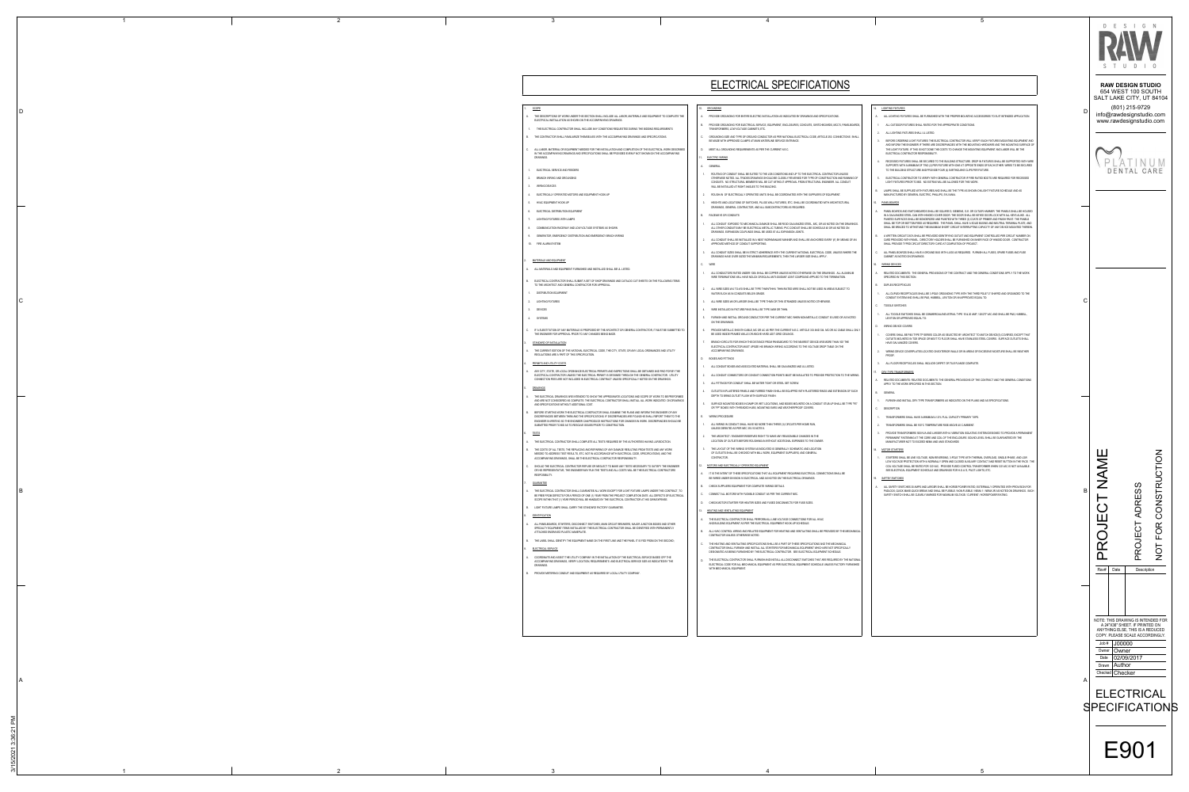# ELECTRICAL SPECIFICATIONS

## 1. SCOPE

A. THE DESCRIPTIONS OF WORK UNDER THIS SECTION SHALL INCLUDE ALL LABOR, MATERIALS AND EQUIPMENT TO COMPLETE THE ELECTRICAL INSTALLATION AS SHOWN ON THE ACCOMPANYING DRAWINGS.

1. THE ELECTRICAL CONTRACTOR SHALL INCLUDE ANY CONDITIONS REQUESTED DURING THE BIDDING REQUIREMENTS.

B. THE CONTRACTOR SHALL FAMILIARIZE THEMSELVES WITH THE ACCOMPANYING DRAWINGS AND SPECIFICATIONS.

C. ALL LABOR, MATERIAL OR EQUIPMENT NEEDED FOR THE INSTALLATION AND COMPLETION OF THE ELECTRICAL WORK DESCRIBED IN THE ACCOMPANYING DRAWINGS AND SPECIFICATIONS SHALL BE PROVIDED EVEN IF NOT SHOWN ON THE ACCOMPANYING DRAWINGS.

1. ELECTRICAL SERVICE AND FEEDERS
2. BRANCH WIRING AND GROUNDING
3. WIRING DEVICES
4. ELECTRICALLY OPERATED MOTORS AND EQUIPMENT HOOK-UP
5. HVAC EQUIPMENT HOOK-UP
6. ELECTRICAL DISTRIBUTION EQUIPMENT
7. LIGHTING FIXTURES WITH LAMPS
8. COMMUNICATION RACEWAY AND LOW VOLTAGE SYSTEMS AS SHOWN
9. GENERATOR, EMERGENCY DISTRIBUTION AND EMERGENCY BRANCH WIRING
10. FIRE ALARM SYSTEM

## 2. MATERIALS AND EQUIPMENT

A. ALL MATERIALS AND EQUIPMENT FURNISHED AND INSTALLED SHALL BE UL LISTED.

B. ELECTRICAL CONTRACTOR SHALL SUBMIT A SET OF SHOP DRAWINGS AND CATALOG CUT SHEETS ON THE FOLLOWING ITEMS TO THE ARCHITECT AND GENERAL CONTRACTOR FOR APPROVAL.

1. DISTRIBUTION EQUIPMENT
2. LIGHTING FIXTURES
3. DEVICES
4. SYSTEMS

C. IF A SUBSTITUTION OF ANY MATERIALS IS PROPOSED BY THE ARCHITECT OR GENERAL CONTRACTOR, IT MUST BE SUBMITTED TO THE ENGINEER FOR APPROVAL PRIOR TO ANY CHANGES BEING MADE.

## 3. STANDARD OF INSTALLATION

A. THE CURRENT EDITION OF THE NATIONAL ELECTRICAL CODE, THE CITY, STATE OR ANY LOCAL ORDINANCES AND UTILITY REGULATIONS ARE A PART OF THIS SPECIFICATION.

## 4. PERMITS AND UTILITY COSTS

A. ANY CITY, STATE, OR LOCAL ORDINANCES ELECTRICAL PERMITS AND INSPECTIONS SHALL BE OBTAINED AND PAID FOR BY THE ELECTRICAL CONTRACTOR UNLESS THE ELECTRICAL PERMIT IS OBTAINED THROUGH THE GENERAL CONTRACTOR. UTILITY CONNECTION FEES ARE NOT INCLUDED IN ELECTRICAL CONTRACT UNLESS SPECIFICALLY NOTED ON THE DRAWINGS.

## 5. DRAWINGS

A. THE ELECTRICAL DRAWINGS ARE INTENDED TO SHOW THE APPROXIMATE LOCATIONS AND SCOPE OF WORK TO BE PERFORMED AND ARE NOT CONSIDERED AS COMPLETE. THE ELECTRICAL CONTRACTOR SHALL INSTALL ALL WORK INDICATED, ON DRAWINGS AND SPECIFICATIONS WITHOUT ADDITIONAL COST.

B. BEFORE STARTING WORK THE ELECTRICAL CONTRACTOR SHALL EXAMINE THE PLANS AND INFORM THE ENGINEER OF ANY DISCREPANCIES BETWEEN THEM AND THE SPECIFICATIONS. IF DISCREPANCIES ARE FOUND HE SHALL REPORT THEM TO THE ENGINEER IN WRITING SO THE ENGINEER CAN PROVIDE INSTRUCTIONS FOR CHANGES IN WORK. DISCREPANCIES SHOULD BE SUBMITTED PRIOR TO BID AS TO RESOLVE ISSUES PRIOR TO CONSTRUCTION.

## 6. TESTS

A. THE ELECTRICAL CONTRACTOR SHALL COMPLETE ALL TESTS REQUIRED BY THE AUTHORITIES HAVING JURISDICTION.

B. THE COSTS OF ALL TESTS, THE REPLACING AND REPAIRING OF ANY DAMAGE RESULTING FROM TESTS AND ANY WORK NEEDED TO ADDRESS TEST RESULTS, ETC. NOT IN ACCORDANCE WITH ELECTRICAL CODE, SPECIFICATIONS, AND THE ACCOMPANYING DRAWINGS, SHALL BE THE ELECTRICAL CONTRACTORS RESPONSIBILITY.

C. SHOULD THE ELECTRICAL CONTRACTOR REFUSE OR NEGLECT TO MAKE ANY TESTS NECESSARY TO SATISFY THE ENGINEER OR HIS REPRESENTATIVE, THE ENGINEER MAY RUN THE TESTS AND ALL COSTS WILL BE THE ELECTRICAL CONTRACTORS RESPONSIBILITY.

## 7. GUARANTEE

A. THE ELECTRICAL CONTRACTOR SHALL GUARANTEE ALL WORK EXCEPT FOR LIGHT FIXTURE LAMPS UNDER THE CONTRACT, TO BE FREE FROM DEFECTS FOR A PERIOD OF ONE (1) YEAR FROM THE PROJECT COMPLETION DATE. ALL DEFECTS UP ELECTRICAL SCOPE WITHIN THAT (1) YEAR PERIOD WILL BE HANDLED BY THE ELECTRICAL CONTRACTOR AT HIS OWN EXPENSE.

B. LIGHT FIXTURE LAMPS SHALL CARRY THE STANDARD FACTORY GUARANTEE.

## 8. IDENTIFICATION

A. ALL PANELBOARDS, STARTERS, DISCONNECT SWITCHES, MAIN CIRCUIT BREAKERS, MAJOR JUNCTION BOXES AND OTHER SPECIALTY EQUIPMENT ITEMS INSTALLED BY THE ELECTRICAL CONTRACTOR SHALL BE IDENTIFIED WITH PERMANENT ATTACHED ENGRAVED PLASTIC NAMEPLATE.

B. THE LABEL SHALL IDENTIFY THE EQUIPMENT NAME ON THE FIRST LINE AND THE PANEL IT IS FED FROM ON THE SECOND.

## 9. ELECTRICAL SERVICE

A. COORDINATE AND ASSIST THE UTILITY COMPANY IN THE INSTALLATION OF THE ELECTRICAL SERVICE BASED OFF THE ACCOMPANYING DRAWINGS. VERIFY LOCATION, REQUIREMENTS, AND ELECTRICAL SERVICE SIZE AS INDICATED BY THE DRAWINGS.

B. PROVIDE METERING CONDUIT AND EQUIPMENT AS REQUIRED BY LOCAL UTILITY COMPANY.

## 10. GROUNDING

A. PROVIDE GROUNDING FOR ENTIRE ELECTRIC INSTALLATION AS INDICATED BY DRAWINGS AND SPECIFICATIONS.

B. PROVIDE GROUNDING FOR ELECTRICAL SERVICE, EQUIPMENT, ENCLOSURES, CONDUITS, SWITCHBOARDS, MCC'S, PANELBOARDS, TRANSFORMERS, LOW VOLTAGE CABINETS, ETC.

C. GROUNDING SIZE AND TYPE OF GROUND CONDUCTOR AS PER NATIONAL ELECTRICAL CODE ARTICLE 250. CONNECTIONS SHALL BE MADE WITH APPROVED CLAMPS AT MAIN WATER LINE SERVICE ENTRANCE.

D. MEET ALL GROUNDING REQUIREMENTS AS PER THE CURRENT N.E.C.

## 11. ELECTRIC WIRING

A. GENERAL

1. ROUTING OF CONDUIT SHALL BE SUITED TO THE JOB CONDITIONS AND UP TO THE ELECTRICAL CONTRACTOR UNLESS OTHERWISE NOTED. ALL ROUTES DRAWINGS SHOULD BE CLOSELY REVIEWED FOR TYPE OF CONSTRUCTION AND RUNNING OF CONDUITS. NO STRUCTURAL MEMBERS WILL BE CUT WITHOUT APPROVAL FROM STRUCTURAL ENGINEER. ALL CONDUIT SHALL BE INSTALLED AT RIGHT ANGLES TO THE BUILDING.
2. ROUGH-IN OF ELECTRICALLY OPERATED UNITS SHALL BE COORDINATED WITH THE SUPPLIERS OF EQUIPMENT.
3. HEIGHTS AND LOCATIONS OF SWITCHES, PLUGS WALL FIXTURES, ETC. SHALL BE COORDINATED WITH ARCHITECTURAL DRAWINGS, GENERAL CONTRACTOR, AND ALL SUBCONTRACTORS AS REQUIRED.

B. RACEWAYS OR CONDUITS

1. ALL CONDUIT EXPOSED TO MECHANICAL DAMAGE SHALL BE RIGID GALVANIZED STEEL, IMC, OR AS NOTED ON THE DRAWINGS. ALL OTHER CONDUIT MAY BE ELECTRICAL METALLIC TUBING. PVC CONDUIT SHALL BE SCHEDULE 40 OR AS NOTED ON DRAWINGS. EXPANSION COUPLINGS SHALL BE USED AT ALL EXPANSION JOINTS.
2. ALL CONDUIT SHALL BE INSTALLED IN A NEAT WORKMANLIKE MANNER AND SHALL BE ANCHORED EVERY (8) BY MEANS OF AN APPROVED METHOD OF CONDUIT SUPPORTING.
3. ALL CONDUIT SIZES SHALL BE IN STRICT ADHERENCE WITH THE CURRENT NATIONAL ELECTRICAL CODE. UNLESS WHERE THE DRAWINGS HAVE OVER SIZED THE MINIMUM REQUIREMENTS, THEN THE LARGER SIZE SHALL APPLY.

C. WIRE

1. ALL CONDUCTORS RATED UNDER 100A SHALL BE COPPER UNLESS NOTED OTHERWISE ON THE DRAWINGS. ALL ALUMINUM WIRE TERMINATIONS WILL HAVE NO-OX OR EQUAL ANTI-OXIDANT JOINT COMPOUND APPLIED TO THE TERMINATION.
2. ALL WIRE SIZES #4 TO #10 SHALL BE TYPE THWN/THHN. THHN RATED WIRE SHALL NOT BE USED IN AREAS SUBJECT TO WATER SUCH AS IN CONDUITS BELOW GRADE.
3. ALL WIRE SIZES #8 OR LARGER SHALL BE TYPE THHN OR THW STRANDED UNLESS NOTED OTHERWISE.
4. WIRE INSTALLED IN FIXTURE WIRE SHALL BE TYPE AWM OR THHN.
5. FURNISH AND INSTALL GROUND CONDUCTOR PER THE CURRENT NEC WHEN NON-METALLIC CONDUIT IS USED OR AS NOTED ON THE DRAWINGS.
6. PROVIDE METAL-CLAD SHEATH CABLE: MC OR AC AS PER THE CURRENT N.E.C. ARTICLE 330 AND 334. MC OR AC CABLE SHALL ONLY BE USED INSIDE FRAMED WALLS OR ABOVE HARD LID / GRID CEILINGS.
7. BRANCH CIRCUITS FOR WHICH THE DISTANCE FROM PANELBOARD TO THE NEAREST DEVICE ARE MORE THAN 100' THE ELECTRICAL CONTRACTOR MUST UPSIZE HIS BRANCH WIRING ACCORDING TO THE VOLTAGE DROP TABLE ON THE ACCOMPANYING DRAWINGS.

D. BOXES AND FITTINGS

1. ALL CONDUIT BOXES AND ASSOCIATED MATERIAL SHALL BE GALVANIZED AND UL LISTED.
2. ALL CONDUIT CONNECTORS OR CONDUIT CONNECTION POINTS MUST BE INSULATED TO PROVIDE PROTECTION TO THE WIRING.
3. ALL FITTINGS FOR CONDUIT SHALL BE WATER TIGHT OR STEEL SET SCREW.
4. OUTLETS IN PLASTERED WALLS AND FURRED FINISH SHALL BE EQUIPPED WITH PLASTERERS RINGS AND EXTENSIONS OF SUCH DEPTH TO BRING OUTLET FLUSH WITH SURFACE FINISH.
5. SURFACE MOUNTED BOXES IN DAMP OR WET LOCATIONS, AND BOXES MOUNTED ON A CONDUIT STUB-UP SHALL BE TYPE "FS" OR "FD" BOXES WITH THREADED HUBS, MOUNTING EARS AND WEATHERPROOF COVERS.

E. WIRING PROCEDURE

1. ALL WIRING IN CONDUIT SHALL HAVE NO MORE THAN THREE (3) CIRCUITS PER HOME RUN, UNLESS DERATED AS PER NEC 310.15 NOTE 8.
2. THE ARCHITECT / ENGINEER RESERVES RIGHT TO MAKE ANY REASONABLE CHANGES IN THE LOCATION OF OUTLETS BEFORE ROUGHING IN WITHOUT ADDITIONAL EXPENSES TO THE OWNER.
3. THE LAYOUT OF THE WIRING SYSTEM AS INDICATED IS GENERALLY SCHEMATIC AND LOCATION OF OUTLETS SHALL BE CHECKED WITH MILLWORK, EQUIPMENT SUPPLIERS, AND GENERAL CONTRACTOR.

## 12. MOTORS AND ELECTRICALLY OPERATED EQUIPMENT

A. IT IS THE INTENT OF THESE SPECIFICATIONS THAT ALL EQUIPMENT REQUIRING ELECTRICAL CONNECTIONS SHALL BE WIRED UNDER DIVISION 16 ELECTRICAL AND AS NOTED ON THE ELECTRICAL DRAWINGS.

B. CHECK SUPPLIERS EQUIPMENT FOR COMPLETE WIRING DETAILS.

C. CONNECT ALL MOTORS WITH FLEXIBLE CONDUIT AS PER THE CURRENT NEC.

D. CHECK MOTOR STARTER FOR HEATER SIZES AND FUSED DISCONNECTS FOR FUSE SIZES.

## 13. HEATING AND VENTILATING EQUIPMENT

A. THE ELECTRICAL CONTRACTOR SHALL PERFORM ALL LINE VOLTAGE CONNECTIONS FOR ALL HVAC AND BUILDING EQUIPMENT AS PER THE ELECTRICAL EQUIPMENT HOOK-UP SCHEDULE.

B. ALL HVAC CONTROL WIRING AND RELATED EQUIPMENT FOR HEATING AND VENTILATING SHALL BE PROVIDED BY THE MECHANICAL CONTRACTOR UNLESS OTHERWISE NOTED.

C. THE HEATING AND VENTILATING SPECIFICATIONS SHALL BE A PART OF THESE SPECIFICATIONS AND THE MECHANICAL CONTRACTOR SHALL FURNISH AND INSTALL ALL STARTERS FOR MECHANICAL EQUIPMENT WHICH ARE NOT SPECIFICALLY DESIGNATED AS BEING FURNISHED BY THE ELECTRICAL CONTRACTOR. SEE ELECTRICAL EQUIPMENT SCHEDULE.

D. THE ELECTRICAL CONTRACTOR SHALL FURNISH AND INSTALL ALL DISCONNECT SWITCHES THAT ARE REQUIRED BY THE NATIONAL ELECTRICAL CODE FOR ALL MECHANICAL EQUIPMENT AS PER ELECTRICAL EQUIPMENT SCHEDULE UNLESS FACTORY FURNISHED WITH MECHANICAL EQUIPMENT.

## 14. LIGHTING FIXTURES

A. ALL LIGHTING FIXTURES SHALL BE FURNISHED WITH THE PROPER MOUNTING ACCESSORIES TO SUIT INTENDED APPLICATION.

1. ALL OUTDOOR FIXTURES SHALL BE RATED FOR THE APPROPRIATE CONDITIONS.
2. ALL LIGHTING FIXTURES SHALL BE UL LISTED.

B. BEFORE ORDERING LIGHT FIXTURES THE ELECTRICAL CONTRACTOR WILL VERIFY EACH FIXTURES MOUNTING EQUIPMENT AND INFORM THE ENGINEER OF ANY DISCREPANCIES WITH THE SELECTED HARDWARE AND THE MOUNTING SURFACE OF THE LIGHT FIXTURE. IF THIS IS NOT DONE THE COSTS TO CHANGE THE MOUNTING EQUIPMENT INCLUDED WILL BE THE ELECTRICAL CONTRACTOR RESPONSIBILITY.

C. RECESSED FIXTURES SHALL BE SECURED TO THE BUILDING STRUCTURE. DROP IN FIXTURES SHALL BE SUPPORTED WITH WIRE SUPPORTS WITH A MINIMUM OF TWO (2) PER FIXTURE WITH ONE AT OPPOSITE ENDS OF EACH OTHER. WIRES TO BE SECURED TO THE BUILDING STRUCTURE AND PROVIDE FOUR (4) EARTHQUAKE CLIPS PER FIXTURE.

D. ELECTRICAL CONTRACTOR TO VERIFY WITH GENERAL CONTRACTOR IF FIRE RATED BOXES ARE REQUIRED FOR RECESSED LIGHT FIXTURES PRIOR TO BID. NO EXTRAS WILL BE ALLOWED FOR THIS WORK.

E. LAMPS SHALL BE SUPPLIED WITH FIXTURES AND SHALL BE THE TYPE AS SHOWN ON LIGHT FIXTURE SCHEDULE AND AS MANUFACTURED BY GENERAL ELECTRIC, PHILIPS, OR OSRAM.

## 15. PANELBOARDS

A. PANELBOARDS AND SWITCHBOARDS SHALL BE SQUARE D, SIEMENS, G.E. OR CUTLER HAMMER. THE PANELS SHALL BE HOUSED IN A GALVANIZED STEEL CAN WITH HINGED COVER DOOR. THE DOOR SHALL BE HINGED DOOR-LOCK WITH ALL KEYS ALIKE. ALL PAINTED SURFACES SHALL BE BONDERIZED AND PAINTED WITH THREE (3) COATS OF PRIMER AND FINISH PAINT. THE PANELS SHALL BE TOP OR BOTTOM FEED AS REQUIRED. THE PANEL SHALL HAVE A SOLID BUSING AND NEUTRAL TERMINAL PLATE, AND SHALL BE BRACED TO WITHSTAND THE MAXIMUM SHORT CIRCUIT INTERRUPTING CAPACITY OF ANY DEVICE MOUNTED THEREIN.

B. A WRITTEN CIRCUIT DIRECTORY SHALL BE PROVIDED IDENTIFYING OUTLET AND EQUIPMENT CONTROLLED PER CIRCUIT NUMBER ON CARD PROVIDED WITH PANEL. DIRECTORY HOLDER SHALL BE FURNISHED ON INNER FACE OF HINGED DOOR. CONTRACTOR SHALL PROVIDE TYPED CIRCUIT DIRECTORY CARD AT COMPLETION OF PROJECT.

C. ALL PANELBOARDS SHALL HAVE A GROUND BUS WITH LUGS AS REQUIRED. FURNISH ALL FUSES, SPARE FUSES AND FUSE CABINET AS NOTED ON DRAWINGS.

## 16. WIRING DEVICES

A. RELATED DOCUMENTS: THE GENERAL PROVISIONS OF THE CONTRACT AND THE GENERAL CONDITIONS APPLY TO THE WORK SPECIFIED IN THIS SECTION.

B. DUPLEX RECEPTACLES

1. ALL DUPLEX RECEPTACLES SHALL BE 3 POLE GROUNDING TYPE WITH THE THIRD POLE WIRED AND GROUNDED TO THE CONDUIT SYSTEM AND SHALL BE P&S, HUBBELL, LEVITON OR APPROVED EQUAL TO.

C. TOGGLE SWITCHES

1. ALL TOGGLE SWITCHES SHALL BE COMMERCIAL/INDUSTRIAL TYPE 15 & 20 AMP, 120/277 VAC AND SHALL BE P&S, HUBBELL, LEVITON OR APPROVED EQUAL TO.

D. WIRING DEVICE COVERS

1. COVERS SHALL BE P&S TYPE SERIES COLOR AS SELECTED BY ARCHITECT TO MATCH DEVICES, EXCEPT THAT OUTLETS MOUNTED IN TILE SPACE OR NEXT TO PLACE SHALL HAVE STAINLESS STEEL COVERS. SURFACE OUTLETS SHALL HAVE GALVANIZED COVERS.
2. WIRING DEVICE COVER PLATES LOCATED ON EXTERIOR WALLS OR IN AREAS OF EXCESSIVE MOISTURE SHALL BE WEATHER PROOF.
3. ALL FLOOR RECEPTACLES SHALL INCLUDE CARPET OR TILE FLANGE COMPLETE.

## 17. DRY TYPE TRANSFORMERS

A. RELATED DOCUMENTS: RELATED DOCUMENTS: THE GENERAL PROVISIONS OF THE CONTRACT AND THE GENERAL CONDITIONS APPLY TO THE WORK SPECIFIED IN THIS SECTION.

B. GENERAL

1. FURNISH AND INSTALL DRY TYPE TRANSFORMERS AS INDICATED ON THE PLANS AND AS SPECIFICATIONS.

C. DESCRIPTION

1. TRANSFORMERS SHALL HAVE 4 ABOVE/BELOW 2.5% FULL CAPACITY PRIMARY TAPS.
2. TRANSFORMERS SHALL BE 150°C TEMPERATURE RISE ABOVE 40 C AMBIENT.
3. PROVIDE TRANSFORMERS WITH ALUMINUM OR COPPER WITH VIBRATION ISOLATING EXTENSION BAND TO PROVIDE A PERMANENT FASTENING OF THE CORE AND COIL OF THE ENCLOSURE. SOUND LEVEL SHALL BE GUARANTEED BY THE MANUFACTURER NOT TO EXCEED NEMA AND ANSI STANDARDS.

## 18. MOTOR STARTERS

A. STARTERS SHALL BE LINE VOLTAGE, NON-REVERSING, 3 POLE TYPE WITH THERMAL OVERLOAD, SINGLE PHASE, AND LOW VOLTAGE PROTECTION WITH A NORMALLY OPEN AND CLOSED AUXILIARY CONTACT AND RESET BUTTON IN THE FACE. THE COIL VOLTAGE SHALL BE RATED FOR 120 VAC. PROVIDE FUSED CONTROL TRANSFORMER WHEN 120 VAC IS NOT AVAILABLE. SEE ELECTRICAL EQUIPMENT SCHEDULE AND DRAWINGS FOR H.O.A. & PILOT LIGHTS, ETC.

## 19. SAFETY SWITCHES

A. ALL SAFETY SWITCHES 30 AMPS AND LARGER SHALL BE HORSEPOWER RATED, EXTERNALLY OPERATED WITH PROVISION FOR PADLOCK, QUICK MAKE QUICK BREAK AND SHALL BE FUSIBLE / NON-FUSIBLE. NEMA 1 / NEMA 3R AS NOTED ON DRAWINGS. EACH SAFETY SWITCH SHALL BE CLEARLY MARKED FOR MAXIMUM VOLTAGE / CURRENT / HORSEPOWER RATING.

---

DESIGN RAW STUDIO

**RAW DESIGN STUDIO**
654 WEST 100 SOUTH
SALT LAKE CITY, UT 84104

(801) 215-9729
info@rawdesignstudio.com
www.rawdesignstudio.com

PLATINUM DENTAL CARE

PROJECT NAME

PROJECT ADRESS

NOT FOR CONSTRUCTION

| Rev# | Date | Description |
|---|---|---|
| | | |

NOTE: THIS DRAWING IS INTENDED FOR A 24"X36" SHEET. IF PRINTED ON ANYTHING ELSE, THIS IS A REDUCED COPY. PLEASE SCALE ACCORDINGLY.

| | |
|---|---|
| Job # | J00000 |
| Owner | Owner |
| Date | 02/09/2017 |
| Drawn | Author |
| Checked | Checker |

ELECTRICAL SPECIFICATIONS

E901

3/15/2021 3:36:21 PM